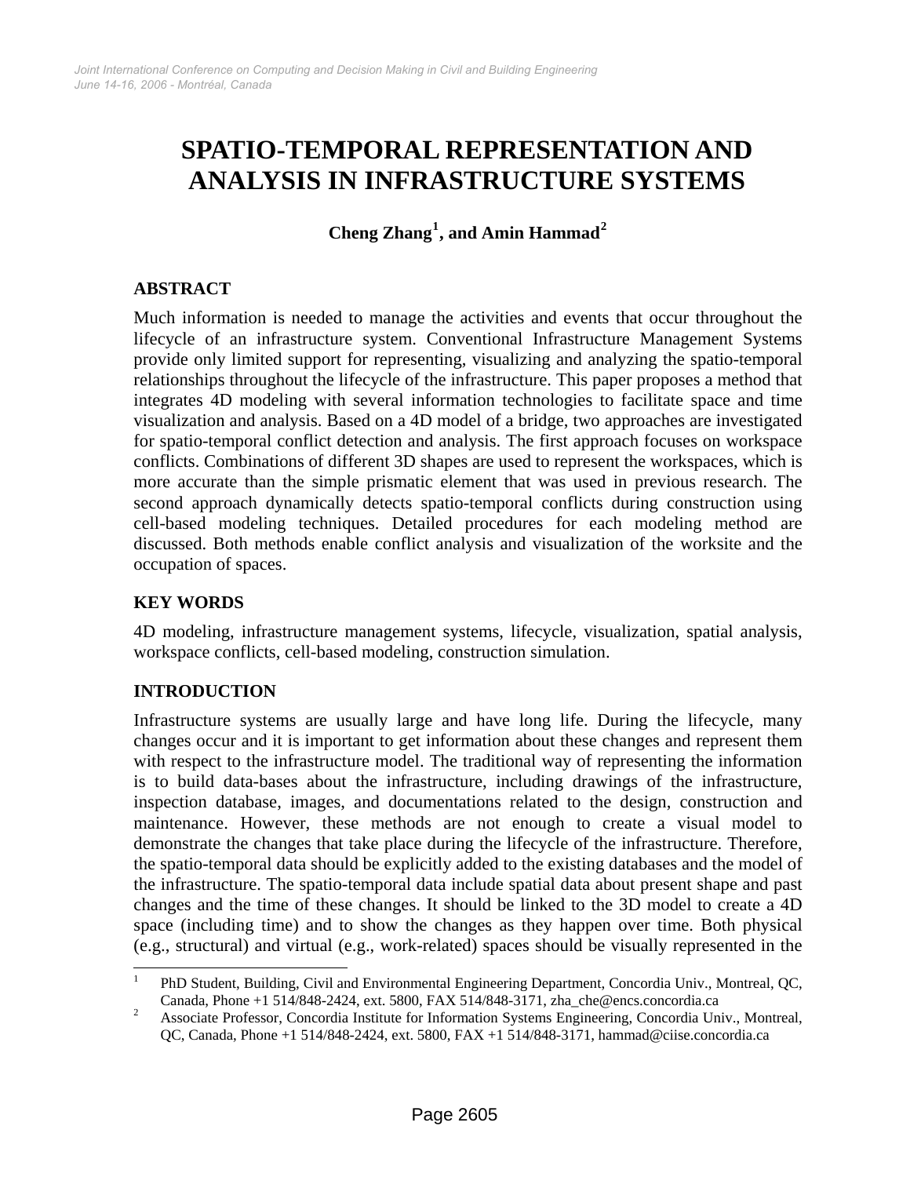# SPATIO-TEMPORAL REPRESENTATION AND ANALYSIS IN INFRASTRUCTURE SYSTEMS

**Cheng Zhang[1], and Amin Hammad[2]**

## ABSTRACT

Much information is needed to manage the activities and events that occur throughout the lifecycle of an infrastructure system. Conventional Infrastructure Management Systems provide only limited support for representing, visualizing and analyzing the spatio-temporal relationships throughout the lifecycle of the infrastructure. This paper proposes a method that integrates 4D modeling with several information technologies to facilitate space and time visualization and analysis. Based on a 4D model of a bridge, two approaches are investigated for spatio-temporal conflict detection and analysis. The first approach focuses on workspace conflicts. Combinations of different 3D shapes are used to represent the workspaces, which is more accurate than the simple prismatic element that was used in previous research. The second approach dynamically detects spatio-temporal conflicts during construction using cell-based modeling techniques. Detailed procedures for each modeling method are discussed. Both methods enable conflict analysis and visualization of the worksite and the occupation of spaces.

## KEY WORDS

4D modeling, infrastructure management systems, lifecycle, visualization, spatial analysis, workspace conflicts, cell-based modeling, construction simulation.

## INTRODUCTION

Infrastructure systems are usually large and have long life. During the lifecycle, many changes occur and it is important to get information about these changes and represent them with respect to the infrastructure model. The traditional way of representing the information is to build data-bases about the infrastructure, including drawings of the infrastructure, inspection database, images, and documentations related to the design, construction and maintenance. However, these methods are not enough to create a visual model to demonstrate the changes that take place during the lifecycle of the infrastructure. Therefore, the spatio-temporal data should be explicitly added to the existing databases and the model of the infrastructure. The spatio-temporal data include spatial data about present shape and past changes and the time of these changes. It should be linked to the 3D model to create a 4D space (including time) and to show the changes as they happen over time. Both physical (e.g., structural) and virtual (e.g., work-related) spaces should be visually represented in the

---

[1] PhD Student, Building, Civil and Environmental Engineering Department, Concordia Univ., Montreal, QC, Canada, Phone +1 514/848-2424, ext. 5800, FAX 514/848-3171, zha_che@encs.concordia.ca

[2] Associate Professor, Concordia Institute for Information Systems Engineering, Concordia Univ., Montreal, QC, Canada, Phone +1 514/848-2424, ext. 5800, FAX +1 514/848-3171, hammad@ciise.concordia.ca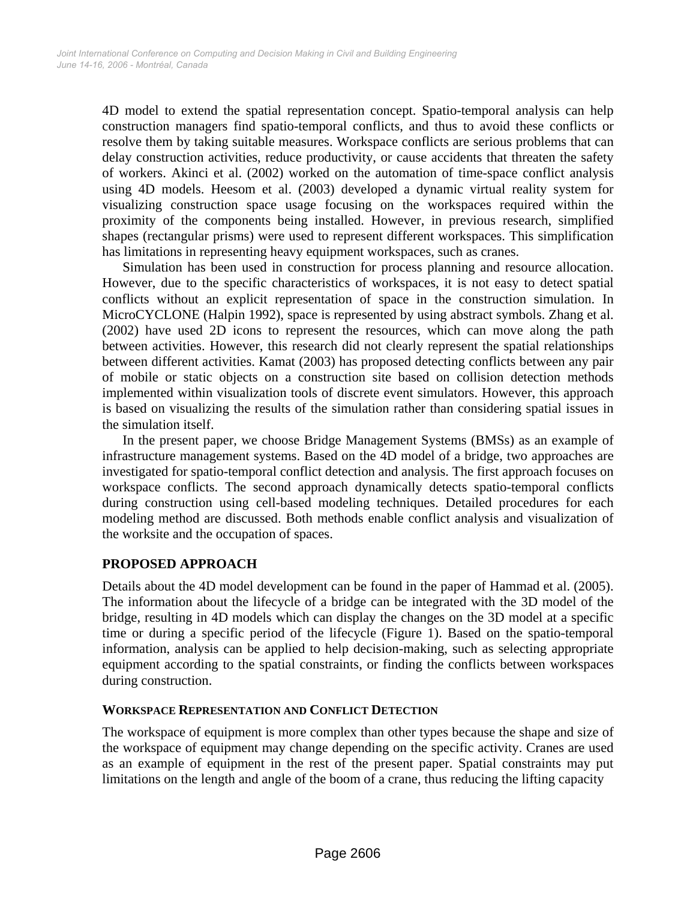4D model to extend the spatial representation concept. Spatio-temporal analysis can help construction managers find spatio-temporal conflicts, and thus to avoid these conflicts or resolve them by taking suitable measures. Workspace conflicts are serious problems that can delay construction activities, reduce productivity, or cause accidents that threaten the safety of workers. Akinci et al. (2002) worked on the automation of time-space conflict analysis using 4D models. Heesom et al. (2003) developed a dynamic virtual reality system for visualizing construction space usage focusing on the workspaces required within the proximity of the components being installed. However, in previous research, simplified shapes (rectangular prisms) were used to represent different workspaces. This simplification has limitations in representing heavy equipment workspaces, such as cranes.

Simulation has been used in construction for process planning and resource allocation. However, due to the specific characteristics of workspaces, it is not easy to detect spatial conflicts without an explicit representation of space in the construction simulation. In MicroCYCLONE (Halpin 1992), space is represented by using abstract symbols. Zhang et al. (2002) have used 2D icons to represent the resources, which can move along the path between activities. However, this research did not clearly represent the spatial relationships between different activities. Kamat (2003) has proposed detecting conflicts between any pair of mobile or static objects on a construction site based on collision detection methods implemented within visualization tools of discrete event simulators. However, this approach is based on visualizing the results of the simulation rather than considering spatial issues in the simulation itself.

In the present paper, we choose Bridge Management Systems (BMSs) as an example of infrastructure management systems. Based on the 4D model of a bridge, two approaches are investigated for spatio-temporal conflict detection and analysis. The first approach focuses on workspace conflicts. The second approach dynamically detects spatio-temporal conflicts during construction using cell-based modeling techniques. Detailed procedures for each modeling method are discussed. Both methods enable conflict analysis and visualization of the worksite and the occupation of spaces.

## PROPOSED APPROACH

Details about the 4D model development can be found in the paper of Hammad et al. (2005). The information about the lifecycle of a bridge can be integrated with the 3D model of the bridge, resulting in 4D models which can display the changes on the 3D model at a specific time or during a specific period of the lifecycle (Figure 1). Based on the spatio-temporal information, analysis can be applied to help decision-making, such as selecting appropriate equipment according to the spatial constraints, or finding the conflicts between workspaces during construction.

### WORKSPACE REPRESENTATION AND CONFLICT DETECTION

The workspace of equipment is more complex than other types because the shape and size of the workspace of equipment may change depending on the specific activity. Cranes are used as an example of equipment in the rest of the present paper. Spatial constraints may put limitations on the length and angle of the boom of a crane, thus reducing the lifting capacity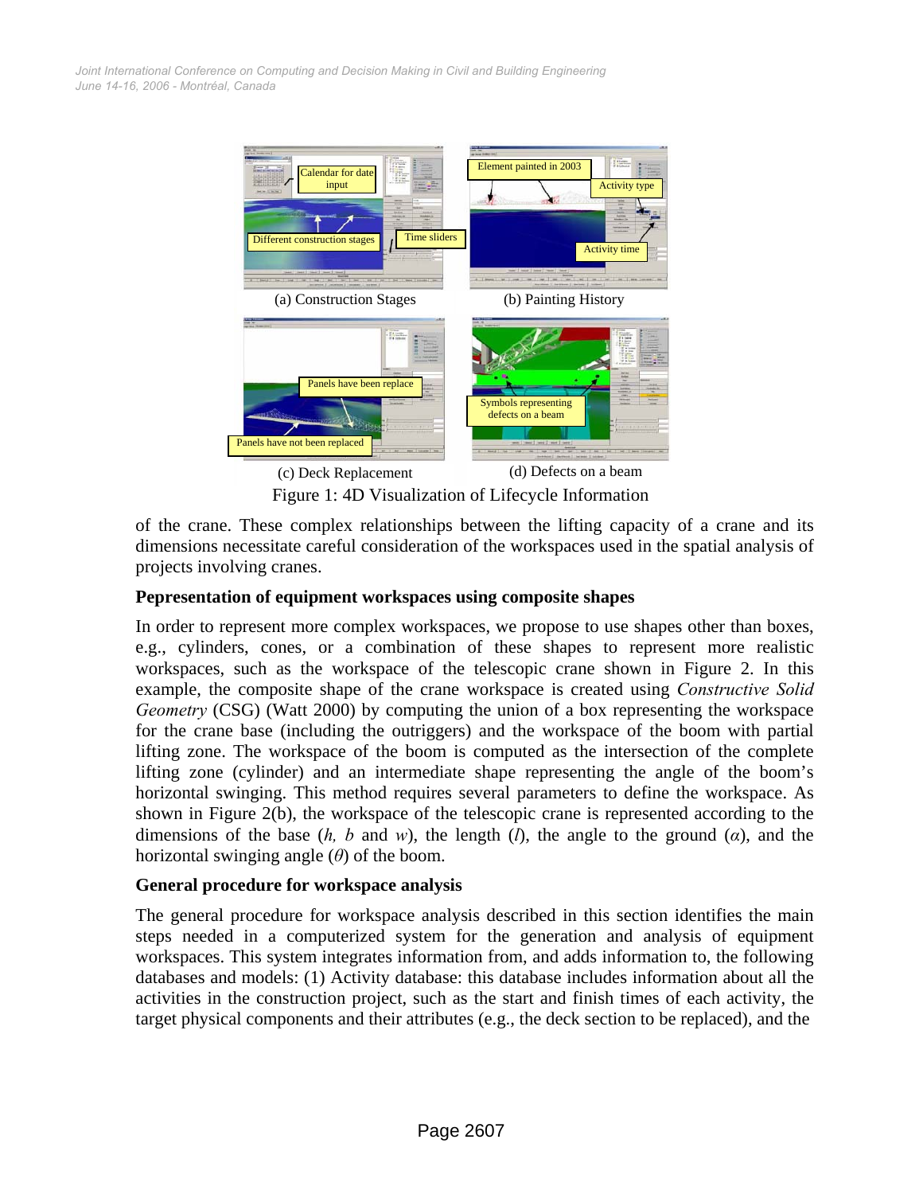(a) Construction Stages

(b) Painting History

(c) Deck Replacement

(d) Defects on a beam

Figure 1: 4D Visualization of Lifecycle Information

of the crane. These complex relationships between the lifting capacity of a crane and its dimensions necessitate careful consideration of the workspaces used in the spatial analysis of projects involving cranes.

**Pepresentation of equipment workspaces using composite shapes**

In order to represent more complex workspaces, we propose to use shapes other than boxes, e.g., cylinders, cones, or a combination of these shapes to represent more realistic workspaces, such as the workspace of the telescopic crane shown in Figure 2. In this example, the composite shape of the crane workspace is created using *Constructive Solid Geometry* (CSG) (Watt 2000) by computing the union of a box representing the workspace for the crane base (including the outriggers) and the workspace of the boom with partial lifting zone. The workspace of the boom is computed as the intersection of the complete lifting zone (cylinder) and an intermediate shape representing the angle of the boom's horizontal swinging. This method requires several parameters to define the workspace. As shown in Figure 2(b), the workspace of the telescopic crane is represented according to the dimensions of the base ($h$, $b$ and $w$), the length ($l$), the angle to the ground ($\alpha$), and the horizontal swinging angle ($\theta$) of the boom.

**General procedure for workspace analysis**

The general procedure for workspace analysis described in this section identifies the main steps needed in a computerized system for the generation and analysis of equipment workspaces. This system integrates information from, and adds information to, the following databases and models: (1) Activity database: this database includes information about all the activities in the construction project, such as the start and finish times of each activity, the target physical components and their attributes (e.g., the deck section to be replaced), and the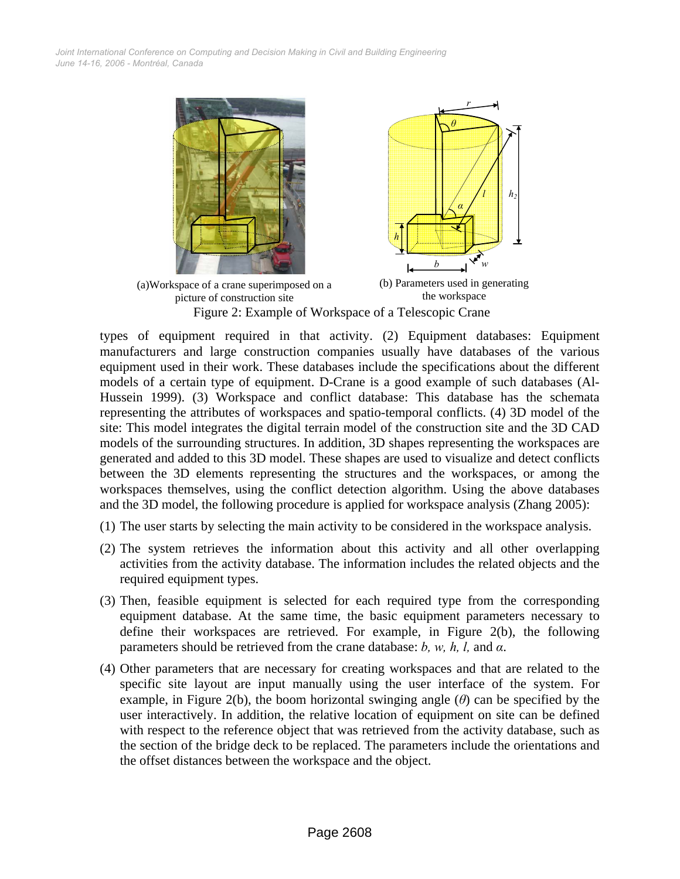(a)Workspace of a crane superimposed on a picture of construction site

(b) Parameters used in generating the workspace

Figure 2: Example of Workspace of a Telescopic Crane

types of equipment required in that activity. (2) Equipment databases: Equipment manufacturers and large construction companies usually have databases of the various equipment used in their work. These databases include the specifications about the different models of a certain type of equipment. D-Crane is a good example of such databases (Al-Hussein 1999). (3) Workspace and conflict database: This database has the schemata representing the attributes of workspaces and spatio-temporal conflicts. (4) 3D model of the site: This model integrates the digital terrain model of the construction site and the 3D CAD models of the surrounding structures. In addition, 3D shapes representing the workspaces are generated and added to this 3D model. These shapes are used to visualize and detect conflicts between the 3D elements representing the structures and the workspaces, or among the workspaces themselves, using the conflict detection algorithm. Using the above databases and the 3D model, the following procedure is applied for workspace analysis (Zhang 2005):

(1) The user starts by selecting the main activity to be considered in the workspace analysis.

(2) The system retrieves the information about this activity and all other overlapping activities from the activity database. The information includes the related objects and the required equipment types.

(3) Then, feasible equipment is selected for each required type from the corresponding equipment database. At the same time, the basic equipment parameters necessary to define their workspaces are retrieved. For example, in Figure 2(b), the following parameters should be retrieved from the crane database: $b$, $w$, $h$, $l$, and $\alpha$.

(4) Other parameters that are necessary for creating workspaces and that are related to the specific site layout are input manually using the user interface of the system. For example, in Figure 2(b), the boom horizontal swinging angle ($\theta$) can be specified by the user interactively. In addition, the relative location of equipment on site can be defined with respect to the reference object that was retrieved from the activity database, such as the section of the bridge deck to be replaced. The parameters include the orientations and the offset distances between the workspace and the object.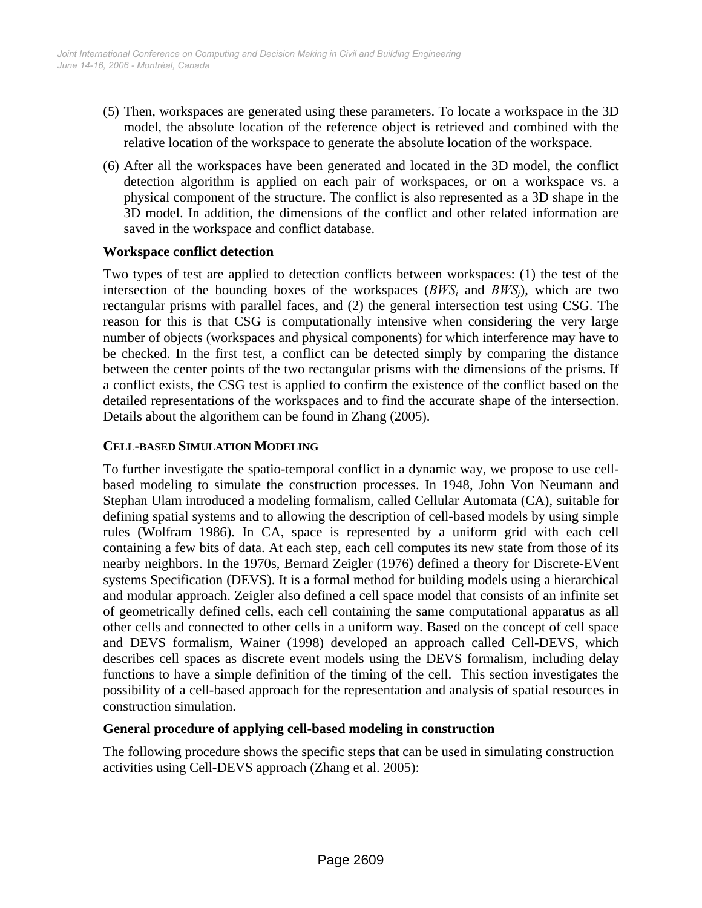(5) Then, workspaces are generated using these parameters. To locate a workspace in the 3D model, the absolute location of the reference object is retrieved and combined with the relative location of the workspace to generate the absolute location of the workspace.

(6) After all the workspaces have been generated and located in the 3D model, the conflict detection algorithm is applied on each pair of workspaces, or on a workspace vs. a physical component of the structure. The conflict is also represented as a 3D shape in the 3D model. In addition, the dimensions of the conflict and other related information are saved in the workspace and conflict database.

### Workspace conflict detection

Two types of test are applied to detection conflicts between workspaces: (1) the test of the intersection of the bounding boxes of the workspaces ($BWS_i$ and $BWS_j$), which are two rectangular prisms with parallel faces, and (2) the general intersection test using CSG. The reason for this is that CSG is computationally intensive when considering the very large number of objects (workspaces and physical components) for which interference may have to be checked. In the first test, a conflict can be detected simply by comparing the distance between the center points of the two rectangular prisms with the dimensions of the prisms. If a conflict exists, the CSG test is applied to confirm the existence of the conflict based on the detailed representations of the workspaces and to find the accurate shape of the intersection. Details about the algorithem can be found in Zhang (2005).

## CELL-BASED SIMULATION MODELING

To further investigate the spatio-temporal conflict in a dynamic way, we propose to use cell-based modeling to simulate the construction processes. In 1948, John Von Neumann and Stephan Ulam introduced a modeling formalism, called Cellular Automata (CA), suitable for defining spatial systems and to allowing the description of cell-based models by using simple rules (Wolfram 1986). In CA, space is represented by a uniform grid with each cell containing a few bits of data. At each step, each cell computes its new state from those of its nearby neighbors. In the 1970s, Bernard Zeigler (1976) defined a theory for Discrete-EVent systems Specification (DEVS). It is a formal method for building models using a hierarchical and modular approach. Zeigler also defined a cell space model that consists of an infinite set of geometrically defined cells, each cell containing the same computational apparatus as all other cells and connected to other cells in a uniform way. Based on the concept of cell space and DEVS formalism, Wainer (1998) developed an approach called Cell-DEVS, which describes cell spaces as discrete event models using the DEVS formalism, including delay functions to have a simple definition of the timing of the cell. This section investigates the possibility of a cell-based approach for the representation and analysis of spatial resources in construction simulation.

### General procedure of applying cell-based modeling in construction

The following procedure shows the specific steps that can be used in simulating construction activities using Cell-DEVS approach (Zhang et al. 2005):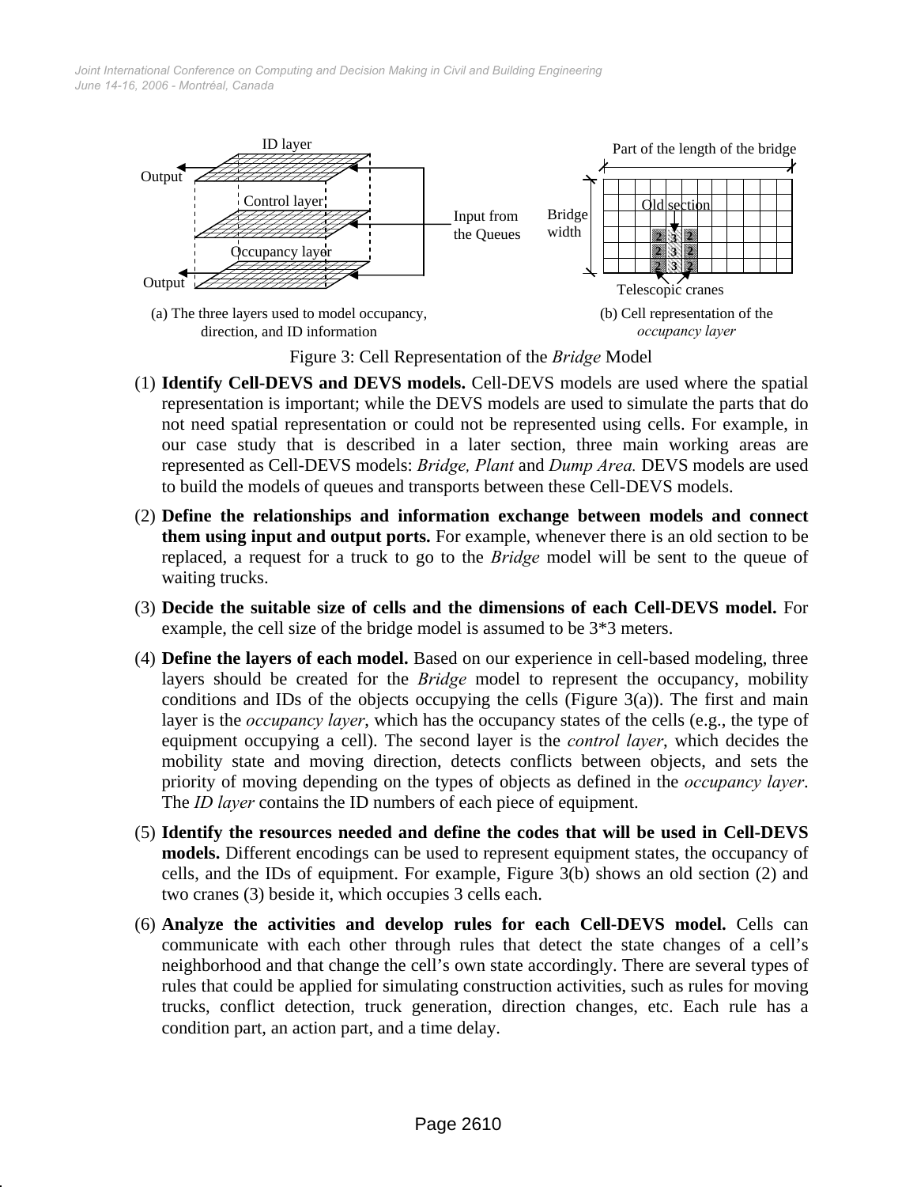ID layer

Output

Control layer

Input from the Queues

Occupancy layer

Output

(a) The three layers used to model occupancy, direction, and ID information

Part of the length of the bridge

Bridge width

Old section

2 3 2
2 3 2
2 3 2

Telescopic cranes

(b) Cell representation of the *occupancy layer*

Figure 3: Cell Representation of the *Bridge* Model

(1) **Identify Cell-DEVS and DEVS models.** Cell-DEVS models are used where the spatial representation is important; while the DEVS models are used to simulate the parts that do not need spatial representation or could not be represented using cells. For example, in our case study that is described in a later section, three main working areas are represented as Cell-DEVS models: *Bridge, Plant* and *Dump Area.* DEVS models are used to build the models of queues and transports between these Cell-DEVS models.

(2) **Define the relationships and information exchange between models and connect them using input and output ports.** For example, whenever there is an old section to be replaced, a request for a truck to go to the *Bridge* model will be sent to the queue of waiting trucks.

(3) **Decide the suitable size of cells and the dimensions of each Cell-DEVS model.** For example, the cell size of the bridge model is assumed to be 3*3 meters.

(4) **Define the layers of each model.** Based on our experience in cell-based modeling, three layers should be created for the *Bridge* model to represent the occupancy, mobility conditions and IDs of the objects occupying the cells (Figure 3(a)). The first and main layer is the *occupancy layer*, which has the occupancy states of the cells (e.g., the type of equipment occupying a cell). The second layer is the *control layer*, which decides the mobility state and moving direction, detects conflicts between objects, and sets the priority of moving depending on the types of objects as defined in the *occupancy layer*. The *ID layer* contains the ID numbers of each piece of equipment.

(5) **Identify the resources needed and define the codes that will be used in Cell-DEVS models.** Different encodings can be used to represent equipment states, the occupancy of cells, and the IDs of equipment. For example, Figure 3(b) shows an old section (2) and two cranes (3) beside it, which occupies 3 cells each.

(6) **Analyze the activities and develop rules for each Cell-DEVS model.** Cells can communicate with each other through rules that detect the state changes of a cell's neighborhood and that change the cell's own state accordingly. There are several types of rules that could be applied for simulating construction activities, such as rules for moving trucks, conflict detection, truck generation, direction changes, etc. Each rule has a condition part, an action part, and a time delay.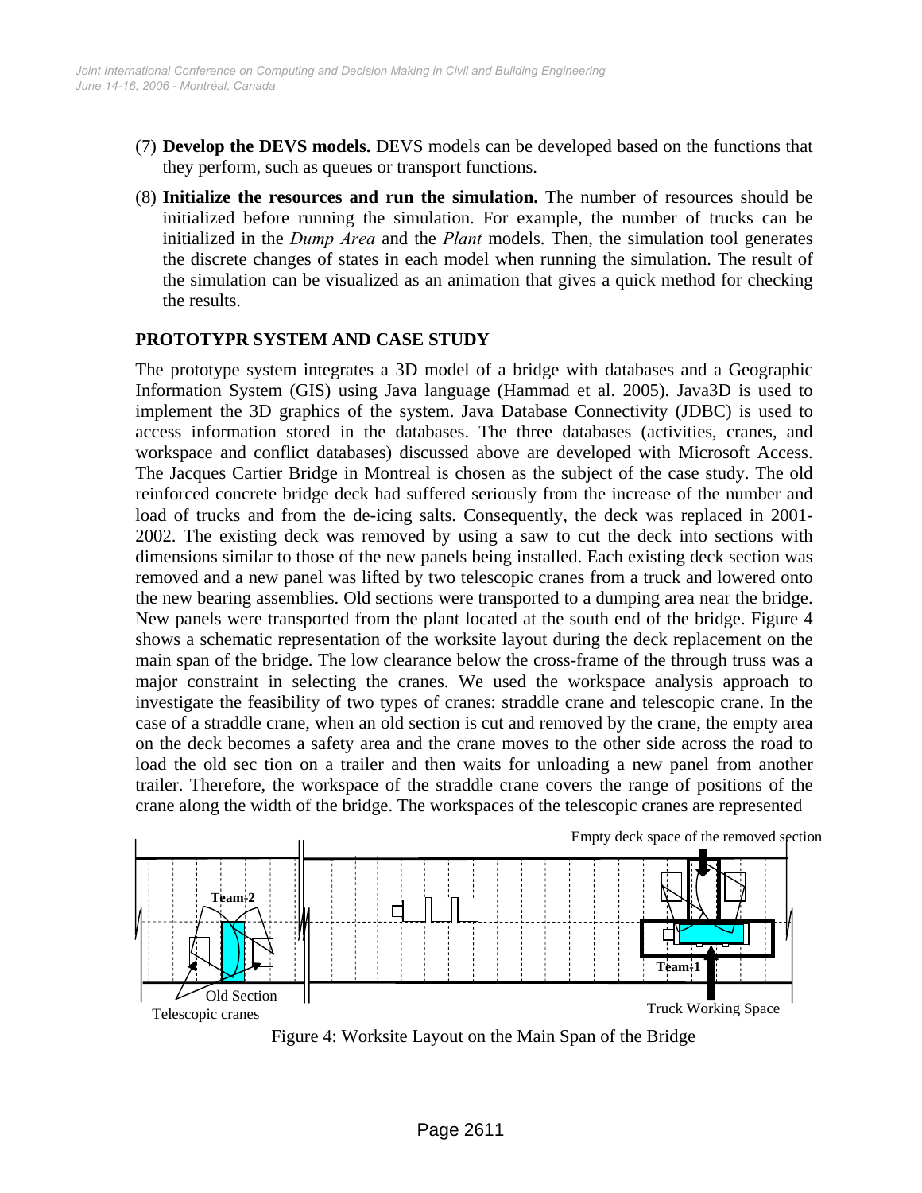(7) **Develop the DEVS models.** DEVS models can be developed based on the functions that they perform, such as queues or transport functions.

(8) **Initialize the resources and run the simulation.** The number of resources should be initialized before running the simulation. For example, the number of trucks can be initialized in the *Dump Area* and the *Plant* models. Then, the simulation tool generates the discrete changes of states in each model when running the simulation. The result of the simulation can be visualized as an animation that gives a quick method for checking the results.

## PROTOTYPR SYSTEM AND CASE STUDY

The prototype system integrates a 3D model of a bridge with databases and a Geographic Information System (GIS) using Java language (Hammad et al. 2005). Java3D is used to implement the 3D graphics of the system. Java Database Connectivity (JDBC) is used to access information stored in the databases. The three databases (activities, cranes, and workspace and conflict databases) discussed above are developed with Microsoft Access. The Jacques Cartier Bridge in Montreal is chosen as the subject of the case study. The old reinforced concrete bridge deck had suffered seriously from the increase of the number and load of trucks and from the de-icing salts. Consequently, the deck was replaced in 2001-2002. The existing deck was removed by using a saw to cut the deck into sections with dimensions similar to those of the new panels being installed. Each existing deck section was removed and a new panel was lifted by two telescopic cranes from a truck and lowered onto the new bearing assemblies. Old sections were transported to a dumping area near the bridge. New panels were transported from the plant located at the south end of the bridge. Figure 4 shows a schematic representation of the worksite layout during the deck replacement on the main span of the bridge. The low clearance below the cross-frame of the through truss was a major constraint in selecting the cranes. We used the workspace analysis approach to investigate the feasibility of two types of cranes: straddle crane and telescopic crane. In the case of a straddle crane, when an old section is cut and removed by the crane, the empty area on the deck becomes a safety area and the crane moves to the other side across the road to load the old sec tion on a trailer and then waits for unloading a new panel from another trailer. Therefore, the workspace of the straddle crane covers the range of positions of the crane along the width of the bridge. The workspaces of the telescopic cranes are represented

Empty deck space of the removed section

Team-2

Team-1

Old Section

Telescopic cranes

Truck Working Space

Figure 4: Worksite Layout on the Main Span of the Bridge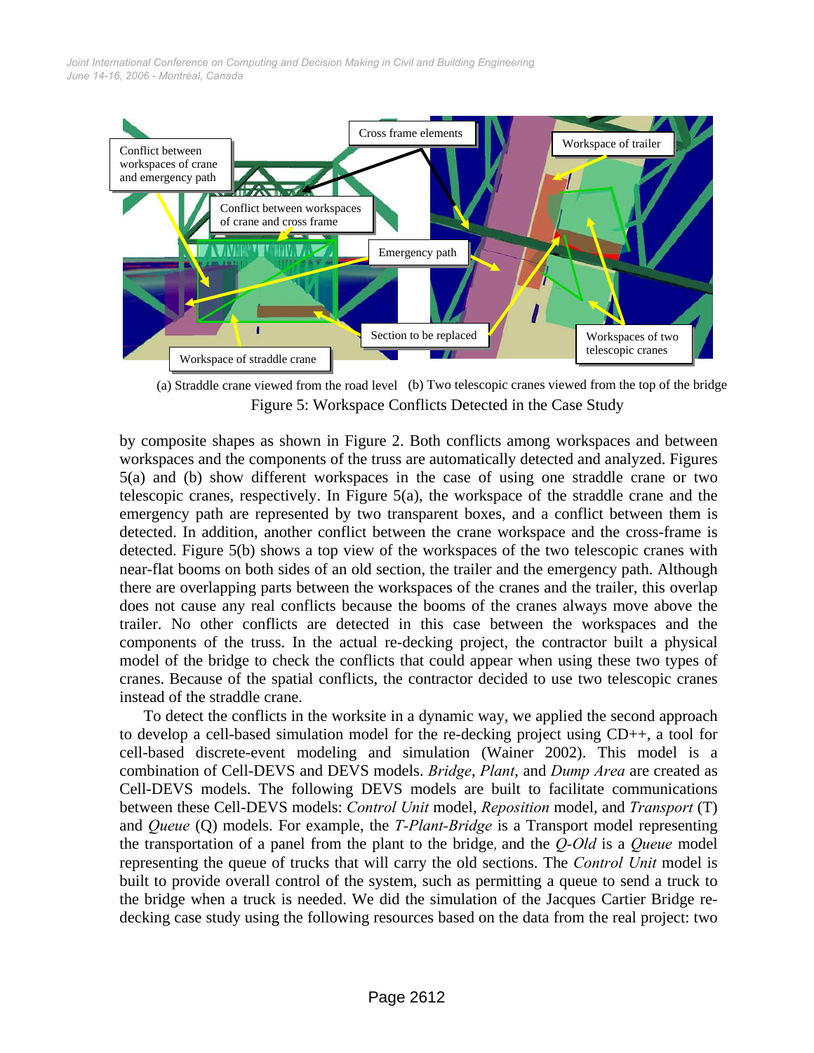Conflict between workspaces of crane and emergency path

Cross frame elements

Workspace of trailer

Conflict between workspaces of crane and cross frame

Emergency path

Section to be replaced

Workspaces of two telescopic cranes

Workspace of straddle crane

(a) Straddle crane viewed from the road level (b) Two telescopic cranes viewed from the top of the bridge

Figure 5: Workspace Conflicts Detected in the Case Study

by composite shapes as shown in Figure 2. Both conflicts among workspaces and between workspaces and the components of the truss are automatically detected and analyzed. Figures 5(a) and (b) show different workspaces in the case of using one straddle crane or two telescopic cranes, respectively. In Figure 5(a), the workspace of the straddle crane and the emergency path are represented by two transparent boxes, and a conflict between them is detected. In addition, another conflict between the crane workspace and the cross-frame is detected. Figure 5(b) shows a top view of the workspaces of the two telescopic cranes with near-flat booms on both sides of an old section, the trailer and the emergency path. Although there are overlapping parts between the workspaces of the cranes and the trailer, this overlap does not cause any real conflicts because the booms of the cranes always move above the trailer. No other conflicts are detected in this case between the workspaces and the components of the truss. In the actual re-decking project, the contractor built a physical model of the bridge to check the conflicts that could appear when using these two types of cranes. Because of the spatial conflicts, the contractor decided to use two telescopic cranes instead of the straddle crane.

To detect the conflicts in the worksite in a dynamic way, we applied the second approach to develop a cell-based simulation model for the re-decking project using CD++, a tool for cell-based discrete-event modeling and simulation (Wainer 2002). This model is a combination of Cell-DEVS and DEVS models. *Bridge*, *Plant*, and *Dump Area* are created as Cell-DEVS models. The following DEVS models are built to facilitate communications between these Cell-DEVS models: *Control Unit* model, *Reposition* model, and *Transport* (T) and *Queue* (Q) models. For example, the *T-Plant-Bridge* is a Transport model representing the transportation of a panel from the plant to the bridge, and the *Q-Old* is a *Queue* model representing the queue of trucks that will carry the old sections. The *Control Unit* model is built to provide overall control of the system, such as permitting a queue to send a truck to the bridge when a truck is needed. We did the simulation of the Jacques Cartier Bridge re-decking case study using the following resources based on the data from the real project: two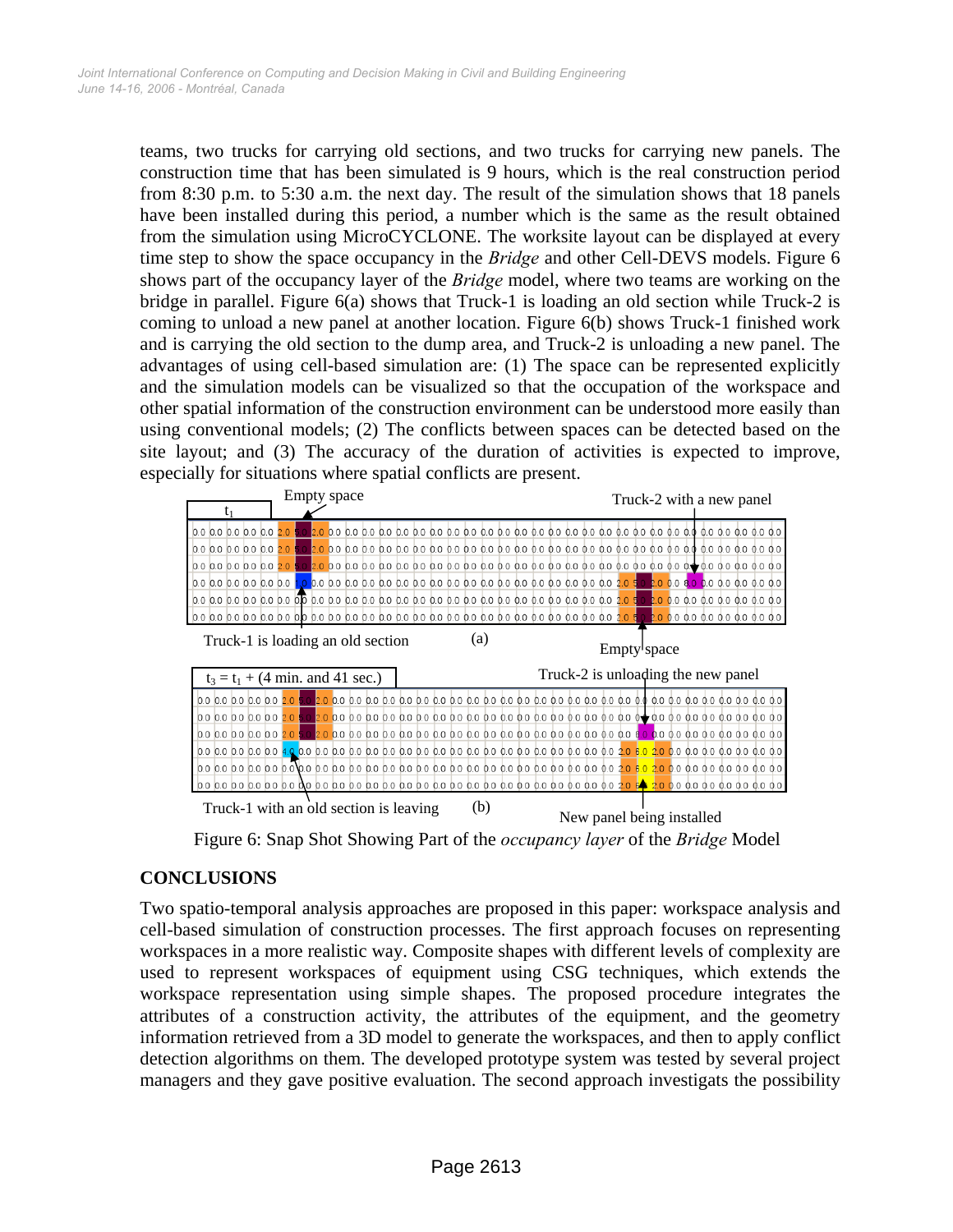teams, two trucks for carrying old sections, and two trucks for carrying new panels. The construction time that has been simulated is 9 hours, which is the real construction period from 8:30 p.m. to 5:30 a.m. the next day. The result of the simulation shows that 18 panels have been installed during this period, a number which is the same as the result obtained from the simulation using MicroCYCLONE. The worksite layout can be displayed at every time step to show the space occupancy in the *Bridge* and other Cell-DEVS models. Figure 6 shows part of the occupancy layer of the *Bridge* model, where two teams are working on the bridge in parallel. Figure 6(a) shows that Truck-1 is loading an old section while Truck-2 is coming to unload a new panel at another location. Figure 6(b) shows Truck-1 finished work and is carrying the old section to the dump area, and Truck-2 is unloading a new panel. The advantages of using cell-based simulation are: (1) The space can be represented explicitly and the simulation models can be visualized so that the occupation of the workspace and other spatial information of the construction environment can be understood more easily than using conventional models; (2) The conflicts between spaces can be detected based on the site layout; and (3) The accuracy of the duration of activities is expected to improve, especially for situations where spatial conflicts are present.

$t_1$

Empty space

Truck-2 with a new panel

Truck-1 is loading an old section

(a)

Empty space

$t_3 = t_1$ + (4 min. and 41 sec.)

Truck-2 is unloading the new panel

Truck-1 with an old section is leaving

(b)

New panel being installed

Figure 6: Snap Shot Showing Part of the *occupancy layer* of the *Bridge* Model

## CONCLUSIONS

Two spatio-temporal analysis approaches are proposed in this paper: workspace analysis and cell-based simulation of construction processes. The first approach focuses on representing workspaces in a more realistic way. Composite shapes with different levels of complexity are used to represent workspaces of equipment using CSG techniques, which extends the workspace representation using simple shapes. The proposed procedure integrates the attributes of a construction activity, the attributes of the equipment, and the geometry information retrieved from a 3D model to generate the workspaces, and then to apply conflict detection algorithms on them. The developed prototype system was tested by several project managers and they gave positive evaluation. The second approach investigats the possibility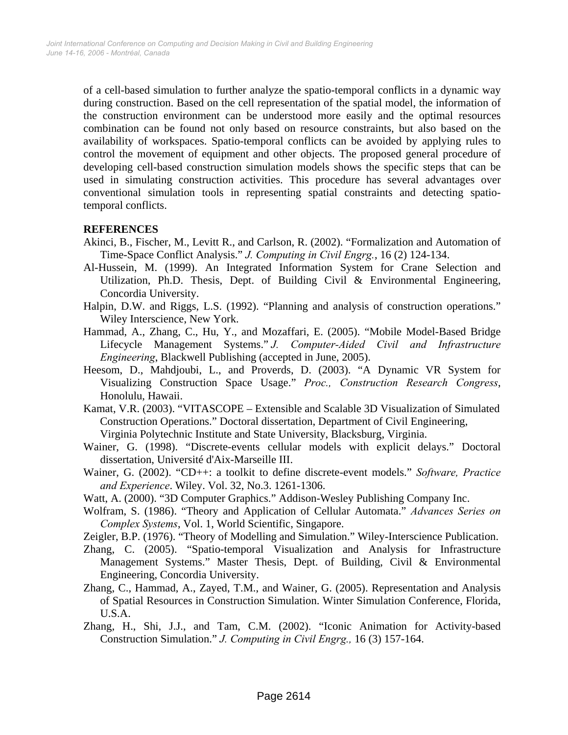of a cell-based simulation to further analyze the spatio-temporal conflicts in a dynamic way during construction. Based on the cell representation of the spatial model, the information of the construction environment can be understood more easily and the optimal resources combination can be found not only based on resource constraints, but also based on the availability of workspaces. Spatio-temporal conflicts can be avoided by applying rules to control the movement of equipment and other objects. The proposed general procedure of developing cell-based construction simulation models shows the specific steps that can be used in simulating construction activities. This procedure has several advantages over conventional simulation tools in representing spatial constraints and detecting spatio-temporal conflicts.

**REFERENCES**

Akinci, B., Fischer, M., Levitt R., and Carlson, R. (2002). "Formalization and Automation of Time-Space Conflict Analysis." *J. Computing in Civil Engrg.*, 16 (2) 124-134.

Al-Hussein, M. (1999). An Integrated Information System for Crane Selection and Utilization, Ph.D. Thesis, Dept. of Building Civil & Environmental Engineering, Concordia University.

Halpin, D.W. and Riggs, L.S. (1992). "Planning and analysis of construction operations." Wiley Interscience, New York.

Hammad, A., Zhang, C., Hu, Y., and Mozaffari, E. (2005). "Mobile Model-Based Bridge Lifecycle Management Systems." *J. Computer-Aided Civil and Infrastructure Engineering*, Blackwell Publishing (accepted in June, 2005).

Heesom, D., Mahdjoubi, L., and Proverds, D. (2003). "A Dynamic VR System for Visualizing Construction Space Usage." *Proc., Construction Research Congress*, Honolulu, Hawaii.

Kamat, V.R. (2003). "VITASCOPE – Extensible and Scalable 3D Visualization of Simulated Construction Operations." Doctoral dissertation, Department of Civil Engineering, Virginia Polytechnic Institute and State University, Blacksburg, Virginia.

Wainer, G. (1998). "Discrete-events cellular models with explicit delays." Doctoral dissertation, Université d'Aix-Marseille III.

Wainer, G. (2002). "CD++: a toolkit to define discrete-event models." *Software, Practice and Experience*. Wiley. Vol. 32, No.3. 1261-1306.

Watt, A. (2000). "3D Computer Graphics." Addison-Wesley Publishing Company Inc.

Wolfram, S. (1986). "Theory and Application of Cellular Automata." *Advances Series on Complex Systems*, Vol. 1, World Scientific, Singapore.

Zeigler, B.P. (1976). "Theory of Modelling and Simulation." Wiley-Interscience Publication.

Zhang, C. (2005). "Spatio-temporal Visualization and Analysis for Infrastructure Management Systems." Master Thesis, Dept. of Building, Civil & Environmental Engineering, Concordia University.

Zhang, C., Hammad, A., Zayed, T.M., and Wainer, G. (2005). Representation and Analysis of Spatial Resources in Construction Simulation. Winter Simulation Conference, Florida, U.S.A.

Zhang, H., Shi, J.J., and Tam, C.M. (2002). "Iconic Animation for Activity-based Construction Simulation." *J. Computing in Civil Engrg.,* 16 (3) 157-164.